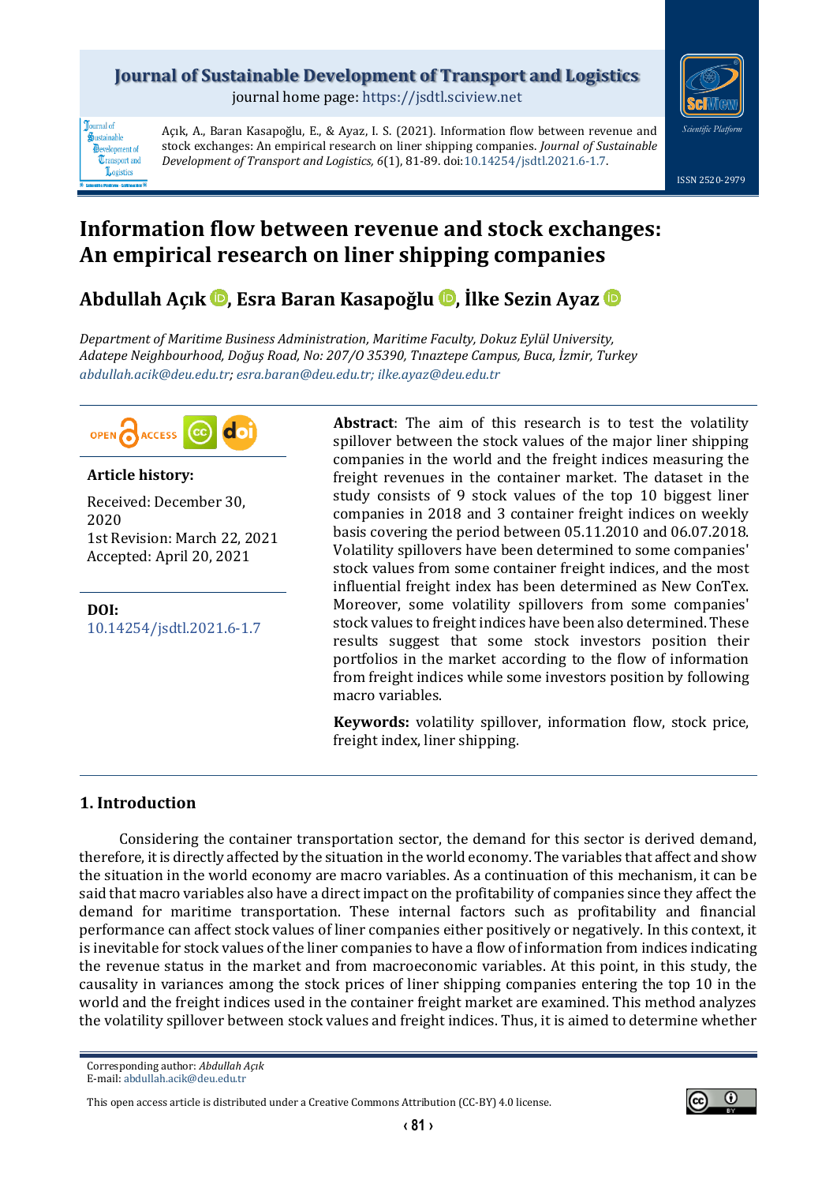Açık, A., Baran Kasapoğlu, E., & Ayaz, I. S. (2021). Information flow between revenue and stock exchanges: An empirical research on liner shipping companies. *Journal of Sustainable Development of Transport and Logistics, 6*(1), 81-89. doi:10.14254/jsdtl.2021.6-1.7.

# Information flow between revenue and stock exchanges: An empirical research on liner shipping companies

**Abdullah Açık, Esra Baran Kasapoğlu, İlke Sezin Ayaz**

*Department of Maritime Business Administration, Maritime Faculty, Dokuz Eylül University, Adatepe Neighbourhood, Doğuş Road, No: 207/O 35390, Tınaztepe Campus, Buca, İzmir, Turkey*
*abdullah.acik@deu.edu.tr; esra.baran@deu.edu.tr; ilke.ayaz@deu.edu.tr*

**Article history:**

Received: December 30, 2020
1st Revision: March 22, 2021
Accepted: April 20, 2021

**DOI:**
10.14254/jsdtl.2021.6-1.7

**Abstract**: The aim of this research is to test the volatility spillover between the stock values of the major liner shipping companies in the world and the freight indices measuring the freight revenues in the container market. The dataset in the study consists of 9 stock values of the top 10 biggest liner companies in 2018 and 3 container freight indices on weekly basis covering the period between 05.11.2010 and 06.07.2018. Volatility spillovers have been determined to some companies' stock values from some container freight indices, and the most influential freight index has been determined as New ConTex. Moreover, some volatility spillovers from some companies' stock values to freight indices have been also determined. These results suggest that some stock investors position their portfolios in the market according to the flow of information from freight indices while some investors position by following macro variables.

**Keywords:** volatility spillover, information flow, stock price, freight index, liner shipping.

## 1. Introduction

Considering the container transportation sector, the demand for this sector is derived demand, therefore, it is directly affected by the situation in the world economy. The variables that affect and show the situation in the world economy are macro variables. As a continuation of this mechanism, it can be said that macro variables also have a direct impact on the profitability of companies since they affect the demand for maritime transportation. These internal factors such as profitability and financial performance can affect stock values of liner companies either positively or negatively. In this context, it is inevitable for stock values of the liner companies to have a flow of information from indices indicating the revenue status in the market and from macroeconomic variables. At this point, in this study, the causality in variances among the stock prices of liner shipping companies entering the top 10 in the world and the freight indices used in the container freight market are examined. This method analyzes the volatility spillover between stock values and freight indices. Thus, it is aimed to determine whether

Corresponding author: *Abdullah Açık*
E-mail: abdullah.acik@deu.edu.tr

This open access article is distributed under a Creative Commons Attribution (CC-BY) 4.0 license.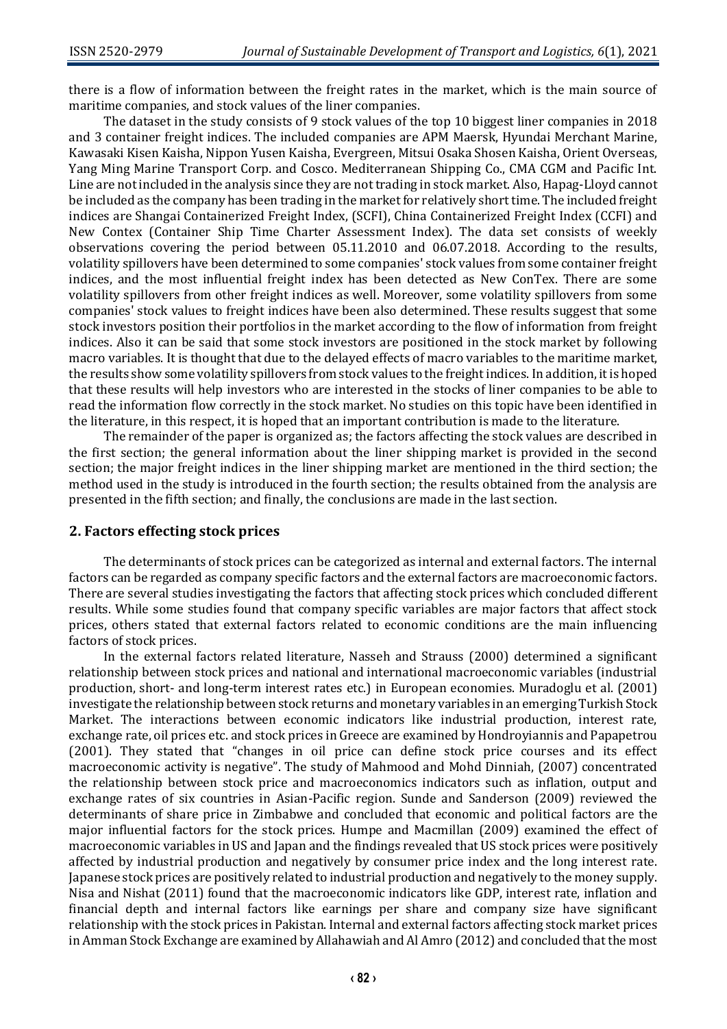there is a flow of information between the freight rates in the market, which is the main source of maritime companies, and stock values of the liner companies.

The dataset in the study consists of 9 stock values of the top 10 biggest liner companies in 2018 and 3 container freight indices. The included companies are APM Maersk, Hyundai Merchant Marine, Kawasaki Kisen Kaisha, Nippon Yusen Kaisha, Evergreen, Mitsui Osaka Shosen Kaisha, Orient Overseas, Yang Ming Marine Transport Corp. and Cosco. Mediterranean Shipping Co., CMA CGM and Pacific Int. Line are not included in the analysis since they are not trading in stock market. Also, Hapag-Lloyd cannot be included as the company has been trading in the market for relatively short time. The included freight indices are Shangai Containerized Freight Index, (SCFI), China Containerized Freight Index (CCFI) and New Contex (Container Ship Time Charter Assessment Index). The data set consists of weekly observations covering the period between 05.11.2010 and 06.07.2018. According to the results, volatility spillovers have been determined to some companies' stock values from some container freight indices, and the most influential freight index has been detected as New ConTex. There are some volatility spillovers from other freight indices as well. Moreover, some volatility spillovers from some companies' stock values to freight indices have been also determined. These results suggest that some stock investors position their portfolios in the market according to the flow of information from freight indices. Also it can be said that some stock investors are positioned in the stock market by following macro variables. It is thought that due to the delayed effects of macro variables to the maritime market, the results show some volatility spillovers from stock values to the freight indices. In addition, it is hoped that these results will help investors who are interested in the stocks of liner companies to be able to read the information flow correctly in the stock market. No studies on this topic have been identified in the literature, in this respect, it is hoped that an important contribution is made to the literature.

The remainder of the paper is organized as; the factors affecting the stock values are described in the first section; the general information about the liner shipping market is provided in the second section; the major freight indices in the liner shipping market are mentioned in the third section; the method used in the study is introduced in the fourth section; the results obtained from the analysis are presented in the fifth section; and finally, the conclusions are made in the last section.

## 2. Factors effecting stock prices

The determinants of stock prices can be categorized as internal and external factors. The internal factors can be regarded as company specific factors and the external factors are macroeconomic factors. There are several studies investigating the factors that affecting stock prices which concluded different results. While some studies found that company specific variables are major factors that affect stock prices, others stated that external factors related to economic conditions are the main influencing factors of stock prices.

In the external factors related literature, Nasseh and Strauss (2000) determined a significant relationship between stock prices and national and international macroeconomic variables (industrial production, short- and long-term interest rates etc.) in European economies. Muradoglu et al. (2001) investigate the relationship between stock returns and monetary variables in an emerging Turkish Stock Market. The interactions between economic indicators like industrial production, interest rate, exchange rate, oil prices etc. and stock prices in Greece are examined by Hondroyiannis and Papapetrou (2001). They stated that "changes in oil price can define stock price courses and its effect macroeconomic activity is negative". The study of Mahmood and Mohd Dinniah, (2007) concentrated the relationship between stock price and macroeconomics indicators such as inflation, output and exchange rates of six countries in Asian-Pacific region. Sunde and Sanderson (2009) reviewed the determinants of share price in Zimbabwe and concluded that economic and political factors are the major influential factors for the stock prices. Humpe and Macmillan (2009) examined the effect of macroeconomic variables in US and Japan and the findings revealed that US stock prices were positively affected by industrial production and negatively by consumer price index and the long interest rate. Japanese stock prices are positively related to industrial production and negatively to the money supply. Nisa and Nishat (2011) found that the macroeconomic indicators like GDP, interest rate, inflation and financial depth and internal factors like earnings per share and company size have significant relationship with the stock prices in Pakistan. Internal and external factors affecting stock market prices in Amman Stock Exchange are examined by Allahawiah and Al Amro (2012) and concluded that the most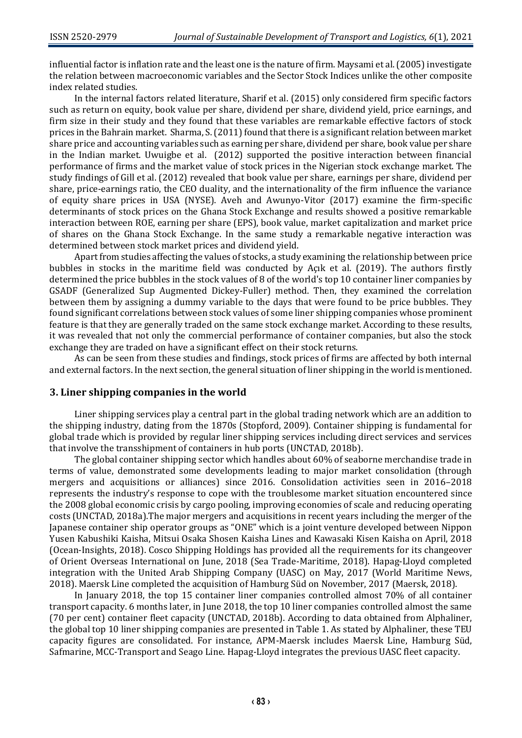influential factor is inflation rate and the least one is the nature of firm. Maysami et al. (2005) investigate the relation between macroeconomic variables and the Sector Stock Indices unlike the other composite index related studies.

In the internal factors related literature, Sharif et al. (2015) only considered firm specific factors such as return on equity, book value per share, dividend per share, dividend yield, price earnings, and firm size in their study and they found that these variables are remarkable effective factors of stock prices in the Bahrain market. Sharma, S. (2011) found that there is a significant relation between market share price and accounting variables such as earning per share, dividend per share, book value per share in the Indian market. Uwuigbe et al. (2012) supported the positive interaction between financial performance of firms and the market value of stock prices in the Nigerian stock exchange market. The study findings of Gill et al. (2012) revealed that book value per share, earnings per share, dividend per share, price-earnings ratio, the CEO duality, and the internationality of the firm influence the variance of equity share prices in USA (NYSE). Aveh and Awunyo-Vitor (2017) examine the firm-specific determinants of stock prices on the Ghana Stock Exchange and results showed a positive remarkable interaction between ROE, earning per share (EPS), book value, market capitalization and market price of shares on the Ghana Stock Exchange. In the same study a remarkable negative interaction was determined between stock market prices and dividend yield.

Apart from studies affecting the values of stocks, a study examining the relationship between price bubbles in stocks in the maritime field was conducted by Açık et al. (2019). The authors firstly determined the price bubbles in the stock values of 8 of the world's top 10 container liner companies by GSADF (Generalized Sup Augmented Dickey-Fuller) method. Then, they examined the correlation between them by assigning a dummy variable to the days that were found to be price bubbles. They found significant correlations between stock values of some liner shipping companies whose prominent feature is that they are generally traded on the same stock exchange market. According to these results, it was revealed that not only the commercial performance of container companies, but also the stock exchange they are traded on have a significant effect on their stock returns.

As can be seen from these studies and findings, stock prices of firms are affected by both internal and external factors. In the next section, the general situation of liner shipping in the world is mentioned.

## 3. Liner shipping companies in the world

Liner shipping services play a central part in the global trading network which are an addition to the shipping industry, dating from the 1870s (Stopford, 2009). Container shipping is fundamental for global trade which is provided by regular liner shipping services including direct services and services that involve the transshipment of containers in hub ports (UNCTAD, 2018b).

The global container shipping sector which handles about 60% of seaborne merchandise trade in terms of value, demonstrated some developments leading to major market consolidation (through mergers and acquisitions or alliances) since 2016. Consolidation activities seen in 2016–2018 represents the industry's response to cope with the troublesome market situation encountered since the 2008 global economic crisis by cargo pooling, improving economies of scale and reducing operating costs (UNCTAD, 2018a).The major mergers and acquisitions in recent years including the merger of the Japanese container ship operator groups as "ONE" which is a joint venture developed between Nippon Yusen Kabushiki Kaisha, Mitsui Osaka Shosen Kaisha Lines and Kawasaki Kisen Kaisha on April, 2018 (Ocean-Insights, 2018). Cosco Shipping Holdings has provided all the requirements for its changeover of Orient Overseas International on June, 2018 (Sea Trade-Maritime, 2018). Hapag-Lloyd completed integration with the United Arab Shipping Company (UASC) on May, 2017 (World Maritime News, 2018). Maersk Line completed the acquisition of Hamburg Süd on November, 2017 (Maersk, 2018).

In January 2018, the top 15 container liner companies controlled almost 70% of all container transport capacity. 6 months later, in June 2018, the top 10 liner companies controlled almost the same (70 per cent) container fleet capacity (UNCTAD, 2018b). According to data obtained from Alphaliner, the global top 10 liner shipping companies are presented in Table 1. As stated by Alphaliner, these TEU capacity figures are consolidated. For instance, APM-Maersk includes Maersk Line, Hamburg Süd, Safmarine, MCC-Transport and Seago Line. Hapag-Lloyd integrates the previous UASC fleet capacity.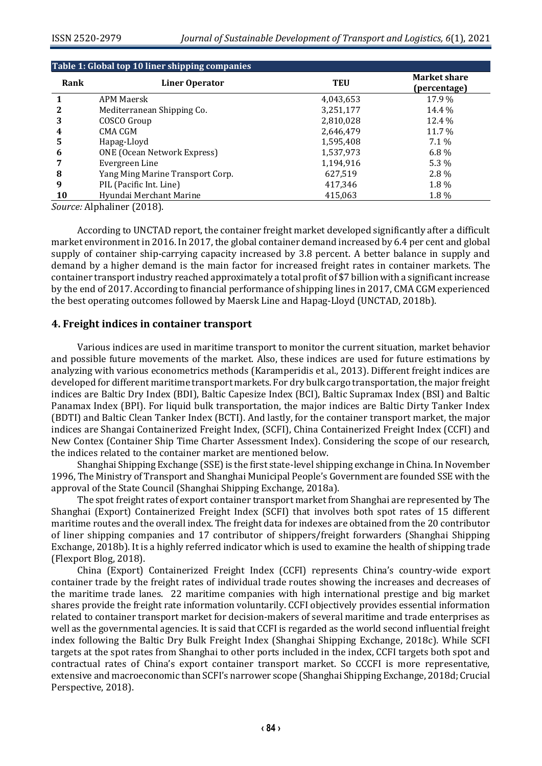**Table 1: Global top 10 liner shipping companies**

| Rank | Liner Operator | TEU | Market share (percentage) |
|---|---|---|---|
| 1 | APM Maersk | 4,043,653 | 17.9 % |
| 2 | Mediterranean Shipping Co. | 3,251,177 | 14.4 % |
| 3 | COSCO Group | 2,810,028 | 12.4 % |
| 4 | CMA CGM | 2,646,479 | 11.7 % |
| 5 | Hapag-Lloyd | 1,595,408 | 7.1 % |
| 6 | ONE (Ocean Network Express) | 1,537,973 | 6.8 % |
| 7 | Evergreen Line | 1,194,916 | 5.3 % |
| 8 | Yang Ming Marine Transport Corp. | 627,519 | 2.8 % |
| 9 | PIL (Pacific Int. Line) | 417,346 | 1.8 % |
| 10 | Hyundai Merchant Marine | 415,063 | 1.8 % |

*Source:* Alphaliner (2018).

According to UNCTAD report, the container freight market developed significantly after a difficult market environment in 2016. In 2017, the global container demand increased by 6.4 per cent and global supply of container ship-carrying capacity increased by 3.8 percent. A better balance in supply and demand by a higher demand is the main factor for increased freight rates in container markets. The container transport industry reached approximately a total profit of $7 billion with a significant increase by the end of 2017. According to financial performance of shipping lines in 2017, CMA CGM experienced the best operating outcomes followed by Maersk Line and Hapag-Lloyd (UNCTAD, 2018b).

## 4. Freight indices in container transport

Various indices are used in maritime transport to monitor the current situation, market behavior and possible future movements of the market. Also, these indices are used for future estimations by analyzing with various econometrics methods (Karamperidis et al., 2013). Different freight indices are developed for different maritime transport markets. For dry bulk cargo transportation, the major freight indices are Baltic Dry Index (BDI), Baltic Capesize Index (BCI), Baltic Supramax Index (BSI) and Baltic Panamax Index (BPI). For liquid bulk transportation, the major indices are Baltic Dirty Tanker Index (BDTI) and Baltic Clean Tanker Index (BCTI). And lastly, for the container transport market, the major indices are Shangai Containerized Freight Index, (SCFI), China Containerized Freight Index (CCFI) and New Contex (Container Ship Time Charter Assessment Index). Considering the scope of our research, the indices related to the container market are mentioned below.

Shanghai Shipping Exchange (SSE) is the first state-level shipping exchange in China. In November 1996, The Ministry of Transport and Shanghai Municipal People's Government are founded SSE with the approval of the State Council (Shanghai Shipping Exchange, 2018a).

The spot freight rates of export container transport market from Shanghai are represented by The Shanghai (Export) Containerized Freight Index (SCFI) that involves both spot rates of 15 different maritime routes and the overall index. The freight data for indexes are obtained from the 20 contributor of liner shipping companies and 17 contributor of shippers/freight forwarders (Shanghai Shipping Exchange, 2018b). It is a highly referred indicator which is used to examine the health of shipping trade (Flexport Blog, 2018).

China (Export) Containerized Freight Index (CCFI) represents China's country-wide export container trade by the freight rates of individual trade routes showing the increases and decreases of the maritime trade lanes. 22 maritime companies with high international prestige and big market shares provide the freight rate information voluntarily. CCFI objectively provides essential information related to container transport market for decision-makers of several maritime and trade enterprises as well as the governmental agencies. It is said that CCFI is regarded as the world second influential freight index following the Baltic Dry Bulk Freight Index (Shanghai Shipping Exchange, 2018c). While SCFI targets at the spot rates from Shanghai to other ports included in the index, CCFI targets both spot and contractual rates of China's export container transport market. So CCCFI is more representative, extensive and macroeconomic than SCFI's narrower scope (Shanghai Shipping Exchange, 2018d; Crucial Perspective, 2018).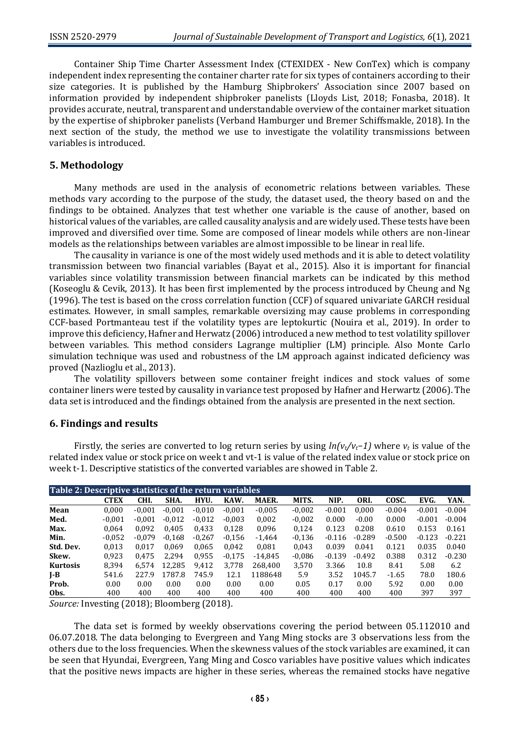Container Ship Time Charter Assessment Index (CTEXIDEX - New ConTex) which is company independent index representing the container charter rate for six types of containers according to their size categories. It is published by the Hamburg Shipbrokers' Association since 2007 based on information provided by independent shipbroker panelists (Lloyds List, 2018; Fonasba, 2018). It provides accurate, neutral, transparent and understandable overview of the container market situation by the expertise of shipbroker panelists (Verband Hamburger und Bremer Schiffsmakle, 2018). In the next section of the study, the method we use to investigate the volatility transmissions between variables is introduced.

## 5. Methodology

Many methods are used in the analysis of econometric relations between variables. These methods vary according to the purpose of the study, the dataset used, the theory based on and the findings to be obtained. Analyzes that test whether one variable is the cause of another, based on historical values of the variables, are called causality analysis and are widely used. These tests have been improved and diversified over time. Some are composed of linear models while others are non-linear models as the relationships between variables are almost impossible to be linear in real life.

The causality in variance is one of the most widely used methods and it is able to detect volatility transmission between two financial variables (Bayat et al., 2015). Also it is important for financial variables since volatility transmission between financial markets can be indicated by this method (Koseoglu & Cevik, 2013). It has been first implemented by the process introduced by Cheung and Ng (1996). The test is based on the cross correlation function (CCF) of squared univariate GARCH residual estimates. However, in small samples, remarkable oversizing may cause problems in corresponding CCF-based Portmanteau test if the volatility types are leptokurtic (Nouira et al., 2019). In order to improve this deficiency, Hafner and Herwatz (2006) introduced a new method to test volatility spillover between variables. This method considers Lagrange multiplier (LM) principle. Also Monte Carlo simulation technique was used and robustness of the LM approach against indicated deficiency was proved (Nazlioglu et al., 2013).

The volatility spillovers between some container freight indices and stock values of some container liners were tested by causality in variance test proposed by Hafner and Herwartz (2006). The data set is introduced and the findings obtained from the analysis are presented in the next section.

## 6. Findings and results

Firstly, the series are converted to log return series by using $ln(v_t/v_t{-}1)$ where $v_t$ is value of the related index value or stock price on week t and vt-1 is value of the related index value or stock price on week t-1. Descriptive statistics of the converted variables are showed in Table 2.

**Table 2: Descriptive statistics of the return variables**

| | CTEX | CHI. | SHA. | HYU. | KAW. | MAER. | MITS. | NIP. | ORI. | COSC. | EVG. | YAN. |
|---|---|---|---|---|---|---|---|---|---|---|---|---|
| **Mean** | 0,000 | -0,001 | -0,001 | -0,010 | -0,001 | -0,005 | -0,002 | -0.001 | 0,000 | -0.004 | -0.001 | -0.004 |
| **Med.** | -0,001 | -0,001 | -0,012 | -0,012 | -0,003 | 0,002 | -0,002 | 0.000 | -0.00 | 0.000 | -0.001 | -0.004 |
| **Max.** | 0,064 | 0,092 | 0,405 | 0,433 | 0,128 | 0,096 | 0,124 | 0.123 | 0.208 | 0.610 | 0.153 | 0.161 |
| **Min.** | -0,052 | -0,079 | -0,168 | -0,267 | -0,156 | -1,464 | -0,136 | -0.116 | -0.289 | -0.500 | -0.123 | -0.221 |
| **Std. Dev.** | 0,013 | 0,017 | 0,069 | 0,065 | 0,042 | 0,081 | 0,043 | 0.039 | 0.041 | 0.121 | 0.035 | 0.040 |
| **Skew.** | 0,923 | 0,475 | 2,294 | 0,955 | -0,175 | -14,845 | -0,086 | -0.139 | -0.492 | 0.388 | 0.312 | -0.230 |
| **Kurtosis** | 8,394 | 6,574 | 12,285 | 9,412 | 3,778 | 268,400 | 3,570 | 3.366 | 10.8 | 8.41 | 5.08 | 6.2 |
| **J-B** | 541.6 | 227.9 | 1787.8 | 745.9 | 12.1 | 1188648 | 5.9 | 3.52 | 1045.7 | -1.65 | 78.0 | 180.6 |
| **Prob.** | 0.00 | 0.00 | 0.00 | 0.00 | 0.00 | 0.00 | 0.05 | 0.17 | 0.00 | 5.92 | 0.00 | 0.00 |
| **Obs.** | 400 | 400 | 400 | 400 | 400 | 400 | 400 | 400 | 400 | 400 | 397 | 397 |

*Source:* Investing (2018); Bloomberg (2018).

The data set is formed by weekly observations covering the period between 05.112010 and 06.07.2018. The data belonging to Evergreen and Yang Ming stocks are 3 observations less from the others due to the loss frequencies. When the skewness values of the stock variables are examined, it can be seen that Hyundai, Evergreen, Yang Ming and Cosco variables have positive values which indicates that the positive news impacts are higher in these series, whereas the remained stocks have negative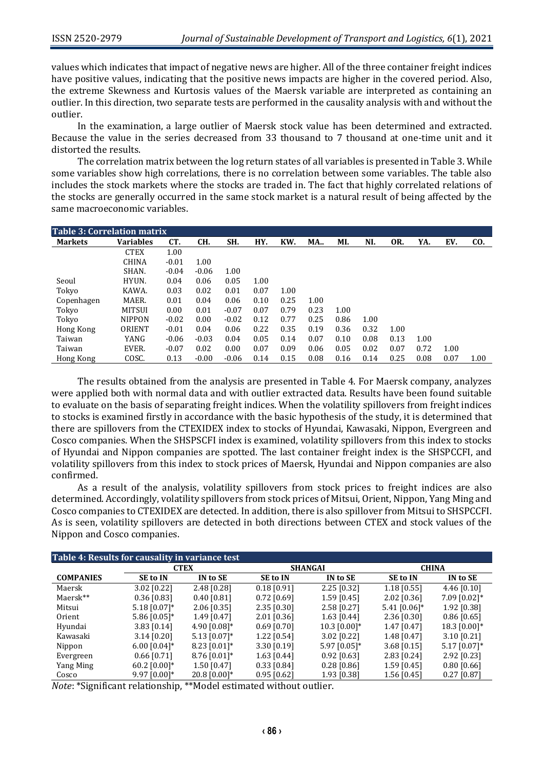values which indicates that impact of negative news are higher. All of the three container freight indices have positive values, indicating that the positive news impacts are higher in the covered period. Also, the extreme Skewness and Kurtosis values of the Maersk variable are interpreted as containing an outlier. In this direction, two separate tests are performed in the causality analysis with and without the outlier.

In the examination, a large outlier of Maersk stock value has been determined and extracted. Because the value in the series decreased from 33 thousand to 7 thousand at one-time unit and it distorted the results.

The correlation matrix between the log return states of all variables is presented in Table 3. While some variables show high correlations, there is no correlation between some variables. The table also includes the stock markets where the stocks are traded in. The fact that highly correlated relations of the stocks are generally occurred in the same stock market is a natural result of being affected by the same macroeconomic variables.

**Table 3: Correlation matrix**

| Markets | Variables | CT. | CH. | SH. | HY. | KW. | MA.. | MI. | NI. | OR. | YA. | EV. | CO. |
|---|---|---|---|---|---|---|---|---|---|---|---|---|---|
| | CTEX | 1.00 | | | | | | | | | | | |
| | CHINA | -0.01 | 1.00 | | | | | | | | | | |
| | SHAN. | -0.04 | -0.06 | 1.00 | | | | | | | | | |
| Seoul | HYUN. | 0.04 | 0.06 | 0.05 | 1.00 | | | | | | | | |
| Tokyo | KAWA. | 0.03 | 0.02 | 0.01 | 0.07 | 1.00 | | | | | | | |
| Copenhagen | MAER. | 0.01 | 0.04 | 0.06 | 0.10 | 0.25 | 1.00 | | | | | | |
| Tokyo | MITSUI | 0.00 | 0.01 | -0.07 | 0.07 | 0.79 | 0.23 | 1.00 | | | | | |
| Tokyo | NIPPON | -0.02 | 0.00 | -0.02 | 0.12 | 0.77 | 0.25 | 0.86 | 1.00 | | | | |
| Hong Kong | ORIENT | -0.01 | 0.04 | 0.06 | 0.22 | 0.35 | 0.19 | 0.36 | 0.32 | 1.00 | | | |
| Taiwan | YANG | -0.06 | -0.03 | 0.04 | 0.05 | 0.14 | 0.07 | 0.10 | 0.08 | 0.13 | 1.00 | | |
| Taiwan | EVER. | -0.07 | 0.02 | 0.00 | 0.07 | 0.09 | 0.06 | 0.05 | 0.02 | 0.07 | 0.72 | 1.00 | |
| Hong Kong | COSC. | 0.13 | -0.00 | -0.06 | 0.14 | 0.15 | 0.08 | 0.16 | 0.14 | 0.25 | 0.08 | 0.07 | 1.00 |

The results obtained from the analysis are presented in Table 4. For Maersk company, analyzes were applied both with normal data and with outlier extracted data. Results have been found suitable to evaluate on the basis of separating freight indices. When the volatility spillovers from freight indices to stocks is examined firstly in accordance with the basic hypothesis of the study, it is determined that there are spillovers from the CTEXIDEX index to stocks of Hyundai, Kawasaki, Nippon, Evergreen and Cosco companies. When the SHSPSCFI index is examined, volatility spillovers from this index to stocks of Hyundai and Nippon companies are spotted. The last container freight index is the SHSPCCFI, and volatility spillovers from this index to stock prices of Maersk, Hyundai and Nippon companies are also confirmed.

As a result of the analysis, volatility spillovers from stock prices to freight indices are also determined. Accordingly, volatility spillovers from stock prices of Mitsui, Orient, Nippon, Yang Ming and Cosco companies to CTEXIDEX are detected. In addition, there is also spillover from Mitsui to SHSPCCFI. As is seen, volatility spillovers are detected in both directions between CTEX and stock values of the Nippon and Cosco companies.

**Table 4: Results for causality in variance test**

| | CTEX | | SHANGAI | | CHINA | |
|---|---|---|---|---|---|---|
| **COMPANIES** | **SE to IN** | **IN to SE** | **SE to IN** | **IN to SE** | **SE to IN** | **IN to SE** |
| Maersk | 3.02 [0.22] | 2.48 [0.28] | 0.18 [0.91] | 2.25 [0.32] | 1.18 [0.55] | 4.46 [0.10] |
| Maersk** | 0.36 [0.83] | 0.40 [0.81] | 0.72 [0.69] | 1.59 [0.45] | 2.02 [0.36] | 7.09 [0.02]* |
| Mitsui | 5.18 [0.07]* | 2.06 [0.35] | 2.35 [0.30] | 2.58 [0.27] | 5.41 [0.06]* | 1.92 [0.38] |
| Orient | 5.86 [0.05]* | 1.49 [0.47] | 2.01 [0.36] | 1.63 [0.44] | 2.36 [0.30] | 0.86 [0.65] |
| Hyundai | 3.83 [0.14] | 4.90 [0.08]* | 0.69 [0.70] | 10.3 [0.00]* | 1.47 [0.47] | 18.3 [0.00]* |
| Kawasaki | 3.14 [0.20] | 5.13 [0.07]* | 1.22 [0.54] | 3.02 [0.22] | 1.48 [0.47] | 3.10 [0.21] |
| Nippon | 6.00 [0.04]* | 8.23 [0.01]* | 3.30 [0.19] | 5.97 [0.05]* | 3.68 [0.15] | 5.17 [0.07]* |
| Evergreen | 0.66 [0.71] | 8.76 [0.01]* | 1.63 [0.44] | 0.92 [0.63] | 2.83 [0.24] | 2.92 [0.23] |
| Yang Ming | 60.2 [0.00]* | 1.50 [0.47] | 0.33 [0.84] | 0.28 [0.86] | 1.59 [0.45] | 0.80 [0.66] |
| Cosco | 9.97 [0.00]* | 20.8 [0.00]* | 0.95 [0.62] | 1.93 [0.38] | 1.56 [0.45] | 0.27 [0.87] |

*Note*: *Significant relationship, **Model estimated without outlier.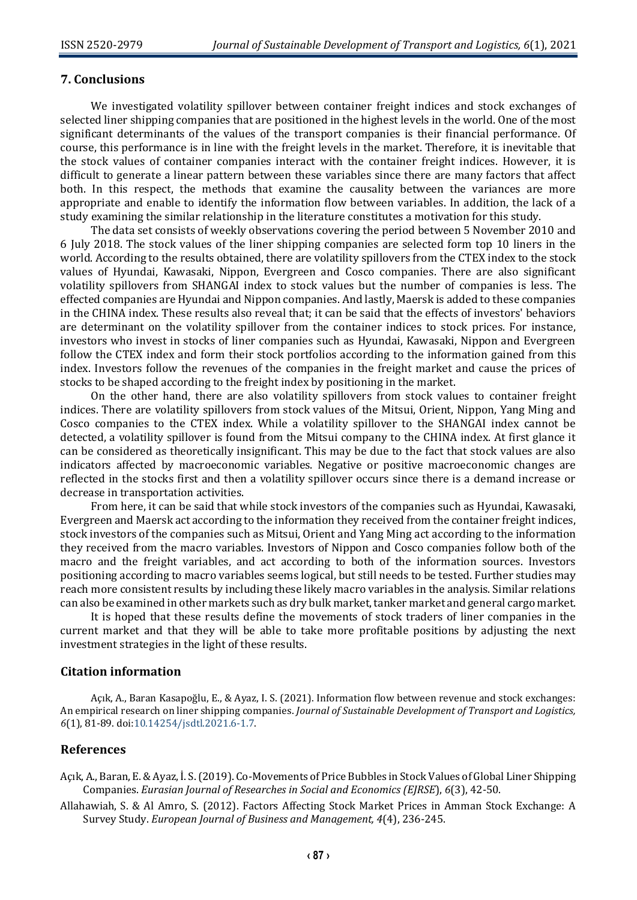## 7. Conclusions

We investigated volatility spillover between container freight indices and stock exchanges of selected liner shipping companies that are positioned in the highest levels in the world. One of the most significant determinants of the values of the transport companies is their financial performance. Of course, this performance is in line with the freight levels in the market. Therefore, it is inevitable that the stock values of container companies interact with the container freight indices. However, it is difficult to generate a linear pattern between these variables since there are many factors that affect both. In this respect, the methods that examine the causality between the variances are more appropriate and enable to identify the information flow between variables. In addition, the lack of a study examining the similar relationship in the literature constitutes a motivation for this study.

The data set consists of weekly observations covering the period between 5 November 2010 and 6 July 2018. The stock values of the liner shipping companies are selected form top 10 liners in the world. According to the results obtained, there are volatility spillovers from the CTEX index to the stock values of Hyundai, Kawasaki, Nippon, Evergreen and Cosco companies. There are also significant volatility spillovers from SHANGAI index to stock values but the number of companies is less. The effected companies are Hyundai and Nippon companies. And lastly, Maersk is added to these companies in the CHINA index. These results also reveal that; it can be said that the effects of investors' behaviors are determinant on the volatility spillover from the container indices to stock prices. For instance, investors who invest in stocks of liner companies such as Hyundai, Kawasaki, Nippon and Evergreen follow the CTEX index and form their stock portfolios according to the information gained from this index. Investors follow the revenues of the companies in the freight market and cause the prices of stocks to be shaped according to the freight index by positioning in the market.

On the other hand, there are also volatility spillovers from stock values to container freight indices. There are volatility spillovers from stock values of the Mitsui, Orient, Nippon, Yang Ming and Cosco companies to the CTEX index. While a volatility spillover to the SHANGAI index cannot be detected, a volatility spillover is found from the Mitsui company to the CHINA index. At first glance it can be considered as theoretically insignificant. This may be due to the fact that stock values are also indicators affected by macroeconomic variables. Negative or positive macroeconomic changes are reflected in the stocks first and then a volatility spillover occurs since there is a demand increase or decrease in transportation activities.

From here, it can be said that while stock investors of the companies such as Hyundai, Kawasaki, Evergreen and Maersk act according to the information they received from the container freight indices, stock investors of the companies such as Mitsui, Orient and Yang Ming act according to the information they received from the macro variables. Investors of Nippon and Cosco companies follow both of the macro and the freight variables, and act according to both of the information sources. Investors positioning according to macro variables seems logical, but still needs to be tested. Further studies may reach more consistent results by including these likely macro variables in the analysis. Similar relations can also be examined in other markets such as dry bulk market, tanker market and general cargo market.

It is hoped that these results define the movements of stock traders of liner companies in the current market and that they will be able to take more profitable positions by adjusting the next investment strategies in the light of these results.

## Citation information

Açık, A., Baran Kasapoğlu, E., & Ayaz, I. S. (2021). Information flow between revenue and stock exchanges: An empirical research on liner shipping companies. *Journal of Sustainable Development of Transport and Logistics, 6*(1), 81-89. doi:10.14254/jsdtl.2021.6-1.7.

## References

Açık, A., Baran, E. & Ayaz, İ. S. (2019). Co-Movements of Price Bubbles in Stock Values of Global Liner Shipping Companies. *Eurasian Journal of Researches in Social and Economics (EJRSE*), *6*(3), 42-50.

Allahawiah, S. & Al Amro, S. (2012). Factors Affecting Stock Market Prices in Amman Stock Exchange: A Survey Study. *European Journal of Business and Management, 4*(4), 236-245.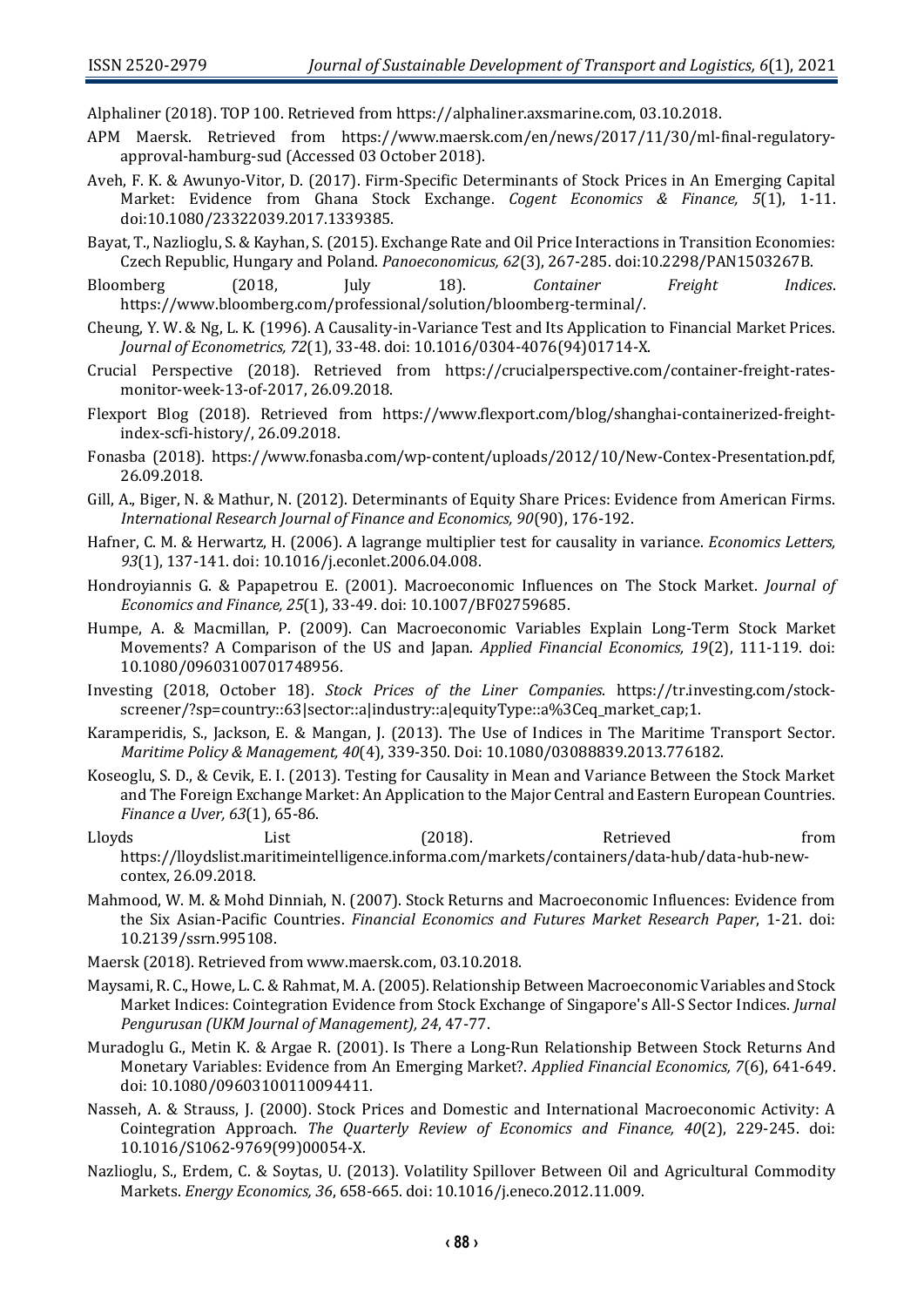Alphaliner (2018). TOP 100. Retrieved from https://alphaliner.axsmarine.com, 03.10.2018.

APM Maersk. Retrieved from https://www.maersk.com/en/news/2017/11/30/ml-final-regulatory-approval-hamburg-sud (Accessed 03 October 2018).

Aveh, F. K. & Awunyo-Vitor, D. (2017). Firm-Specific Determinants of Stock Prices in An Emerging Capital Market: Evidence from Ghana Stock Exchange. *Cogent Economics & Finance, 5*(1), 1-11. doi:10.1080/23322039.2017.1339385.

Bayat, T., Nazlioglu, S. & Kayhan, S. (2015). Exchange Rate and Oil Price Interactions in Transition Economies: Czech Republic, Hungary and Poland. *Panoeconomicus, 62*(3), 267-285. doi:10.2298/PAN1503267B.

Bloomberg (2018, July 18). *Container Freight Indices*. https://www.bloomberg.com/professional/solution/bloomberg-terminal/.

Cheung, Y. W. & Ng, L. K. (1996). A Causality-in-Variance Test and Its Application to Financial Market Prices. *Journal of Econometrics, 72*(1), 33-48. doi: 10.1016/0304-4076(94)01714-X.

Crucial Perspective (2018). Retrieved from https://crucialperspective.com/container-freight-rates-monitor-week-13-of-2017, 26.09.2018.

Flexport Blog (2018). Retrieved from https://www.flexport.com/blog/shanghai-containerized-freight-index-scfi-history/, 26.09.2018.

Fonasba (2018). https://www.fonasba.com/wp-content/uploads/2012/10/New-Contex-Presentation.pdf, 26.09.2018.

Gill, A., Biger, N. & Mathur, N. (2012). Determinants of Equity Share Prices: Evidence from American Firms. *International Research Journal of Finance and Economics, 90*(90), 176-192.

Hafner, C. M. & Herwartz, H. (2006). A lagrange multiplier test for causality in variance. *Economics Letters, 93*(1), 137-141. doi: 10.1016/j.econlet.2006.04.008.

Hondroyiannis G. & Papapetrou E. (2001). Macroeconomic Influences on The Stock Market. *Journal of Economics and Finance, 25*(1), 33-49. doi: 10.1007/BF02759685.

Humpe, A. & Macmillan, P. (2009). Can Macroeconomic Variables Explain Long-Term Stock Market Movements? A Comparison of the US and Japan. *Applied Financial Economics, 19*(2), 111-119. doi: 10.1080/09603100701748956.

Investing (2018, October 18). *Stock Prices of the Liner Companies*. https://tr.investing.com/stock-screener/?sp=country::63|sector::a|industry::a|equityType::a%3Ceq_market_cap;1.

Karamperidis, S., Jackson, E. & Mangan, J. (2013). The Use of Indices in The Maritime Transport Sector. *Maritime Policy & Management, 40*(4), 339-350. Doi: 10.1080/03088839.2013.776182.

Koseoglu, S. D., & Cevik, E. I. (2013). Testing for Causality in Mean and Variance Between the Stock Market and The Foreign Exchange Market: An Application to the Major Central and Eastern European Countries. *Finance a Uver, 63*(1), 65-86.

Lloyds List (2018). Retrieved from https://lloydslist.maritimeintelligence.informa.com/markets/containers/data-hub/data-hub-new-contex, 26.09.2018.

Mahmood, W. M. & Mohd Dinniah, N. (2007). Stock Returns and Macroeconomic Influences: Evidence from the Six Asian-Pacific Countries. *Financial Economics and Futures Market Research Paper*, 1-21. doi: 10.2139/ssrn.995108.

Maersk (2018). Retrieved from www.maersk.com, 03.10.2018.

Maysami, R. C., Howe, L. C. & Rahmat, M. A. (2005). Relationship Between Macroeconomic Variables and Stock Market Indices: Cointegration Evidence from Stock Exchange of Singapore's All-S Sector Indices. *Jurnal Pengurusan (UKM Journal of Management), 24*, 47-77.

Muradoglu G., Metin K. & Argae R. (2001). Is There a Long-Run Relationship Between Stock Returns And Monetary Variables: Evidence from An Emerging Market?. *Applied Financial Economics, 7*(6), 641-649. doi: 10.1080/09603100110094411.

Nasseh, A. & Strauss, J. (2000). Stock Prices and Domestic and International Macroeconomic Activity: A Cointegration Approach. *The Quarterly Review of Economics and Finance, 40*(2), 229-245. doi: 10.1016/S1062-9769(99)00054-X.

Nazlioglu, S., Erdem, C. & Soytas, U. (2013). Volatility Spillover Between Oil and Agricultural Commodity Markets. *Energy Economics, 36*, 658-665. doi: 10.1016/j.eneco.2012.11.009.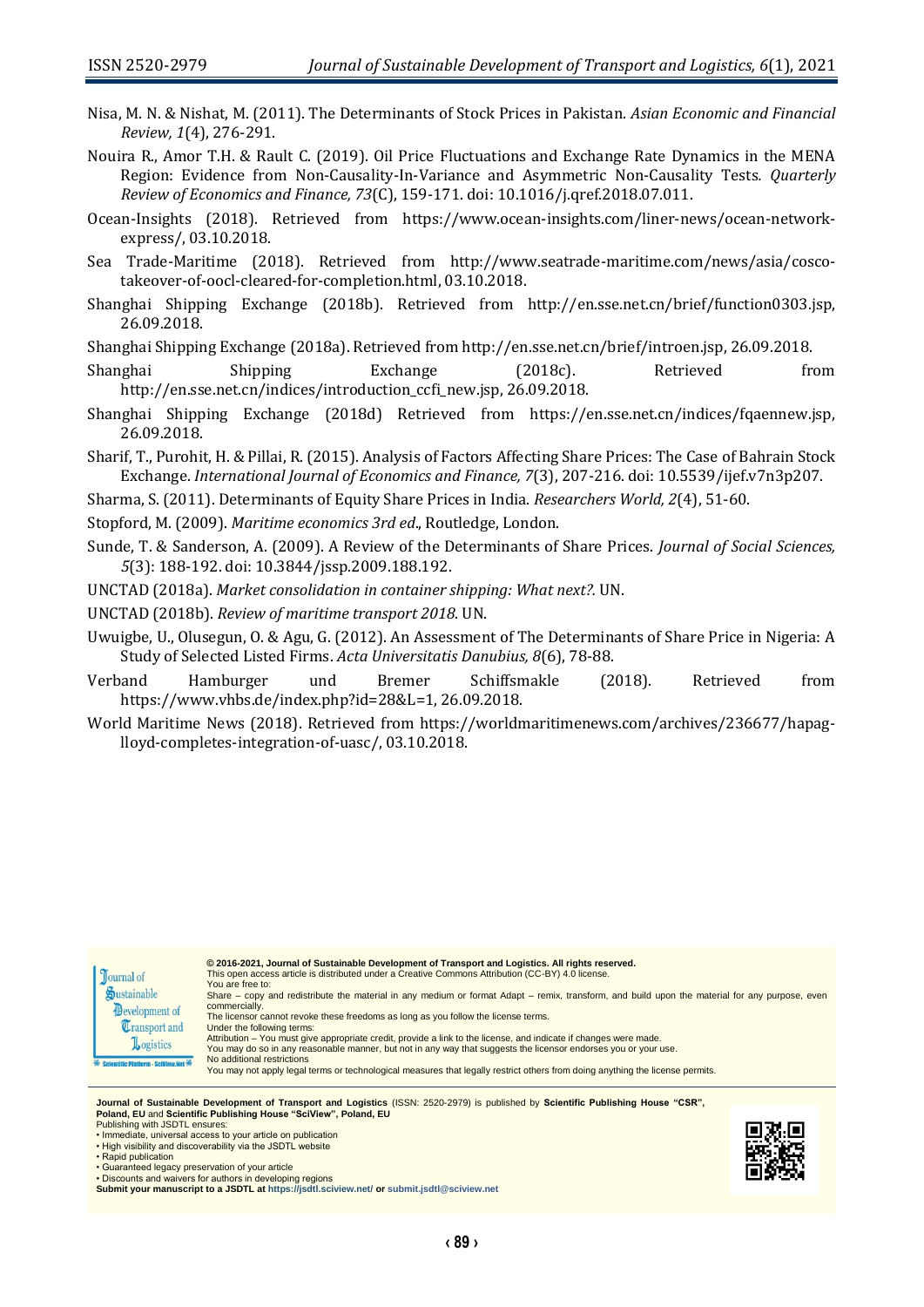Nisa, M. N. & Nishat, M. (2011). The Determinants of Stock Prices in Pakistan. *Asian Economic and Financial Review, 1*(4), 276-291.

Nouira R., Amor T.H. & Rault C. (2019). Oil Price Fluctuations and Exchange Rate Dynamics in the MENA Region: Evidence from Non-Causality-In-Variance and Asymmetric Non-Causality Tests. *Quarterly Review of Economics and Finance, 73*(C), 159-171. doi: 10.1016/j.qref.2018.07.011.

Ocean-Insights (2018). Retrieved from https://www.ocean-insights.com/liner-news/ocean-network-express/, 03.10.2018.

Sea Trade-Maritime (2018). Retrieved from http://www.seatrade-maritime.com/news/asia/cosco-takeover-of-oocl-cleared-for-completion.html, 03.10.2018.

Shanghai Shipping Exchange (2018b). Retrieved from http://en.sse.net.cn/brief/function0303.jsp, 26.09.2018.

Shanghai Shipping Exchange (2018a). Retrieved from http://en.sse.net.cn/brief/introen.jsp, 26.09.2018.

Shanghai Shipping Exchange (2018c). Retrieved from http://en.sse.net.cn/indices/introduction_ccfi_new.jsp, 26.09.2018.

Shanghai Shipping Exchange (2018d) Retrieved from https://en.sse.net.cn/indices/fqaennew.jsp, 26.09.2018.

Sharif, T., Purohit, H. & Pillai, R. (2015). Analysis of Factors Affecting Share Prices: The Case of Bahrain Stock Exchange. *International Journal of Economics and Finance, 7*(3), 207-216. doi: 10.5539/ijef.v7n3p207.

Sharma, S. (2011). Determinants of Equity Share Prices in India. *Researchers World, 2*(4), 51-60.

Stopford, M. (2009). *Maritime economics 3rd ed*., Routledge, London.

Sunde, T. & Sanderson, A. (2009). A Review of the Determinants of Share Prices. *Journal of Social Sciences, 5*(3): 188-192. doi: 10.3844/jssp.2009.188.192.

UNCTAD (2018a). *Market consolidation in container shipping: What next?.* UN.

UNCTAD (2018b). *Review of maritime transport 2018*. UN.

Uwuigbe, U., Olusegun, O. & Agu, G. (2012). An Assessment of The Determinants of Share Price in Nigeria: A Study of Selected Listed Firms. *Acta Universitatis Danubius, 8*(6), 78-88.

Verband Hamburger und Bremer Schiffsmakle (2018). Retrieved from https://www.vhbs.de/index.php?id=28&L=1, 26.09.2018.

World Maritime News (2018). Retrieved from https://worldmaritimenews.com/archives/236677/hapag-lloyd-completes-integration-of-uasc/, 03.10.2018.

**© 2016-2021, Journal of Sustainable Development of Transport and Logistics. All rights reserved.**
This open access article is distributed under a Creative Commons Attribution (CC-BY) 4.0 license.
You are free to:
Share – copy and redistribute the material in any medium or format Adapt – remix, transform, and build upon the material for any purpose, even commercially.
The licensor cannot revoke these freedoms as long as you follow the license terms.
Under the following terms:
Attribution – You must give appropriate credit, provide a link to the license, and indicate if changes were made.
You may do so in any reasonable manner, but not in any way that suggests the licensor endorses you or your use.
No additional restrictions
You may not apply legal terms or technological measures that legally restrict others from doing anything the license permits.

**Journal of Sustainable Development of Transport and Logistics** (ISSN: 2520-2979) is published by **Scientific Publishing House "CSR", Poland, EU** and **Scientific Publishing House "SciView", Poland, EU**
Publishing with JSDTL ensures:
- Immediate, universal access to your article on publication
- High visibility and discoverability via the JSDTL website
- Rapid publication
- Guaranteed legacy preservation of your article
- Discounts and waivers for authors in developing regions

**Submit your manuscript to a JSDTL at https://jsdtl.sciview.net/ or submit.jsdtl@sciview.net**